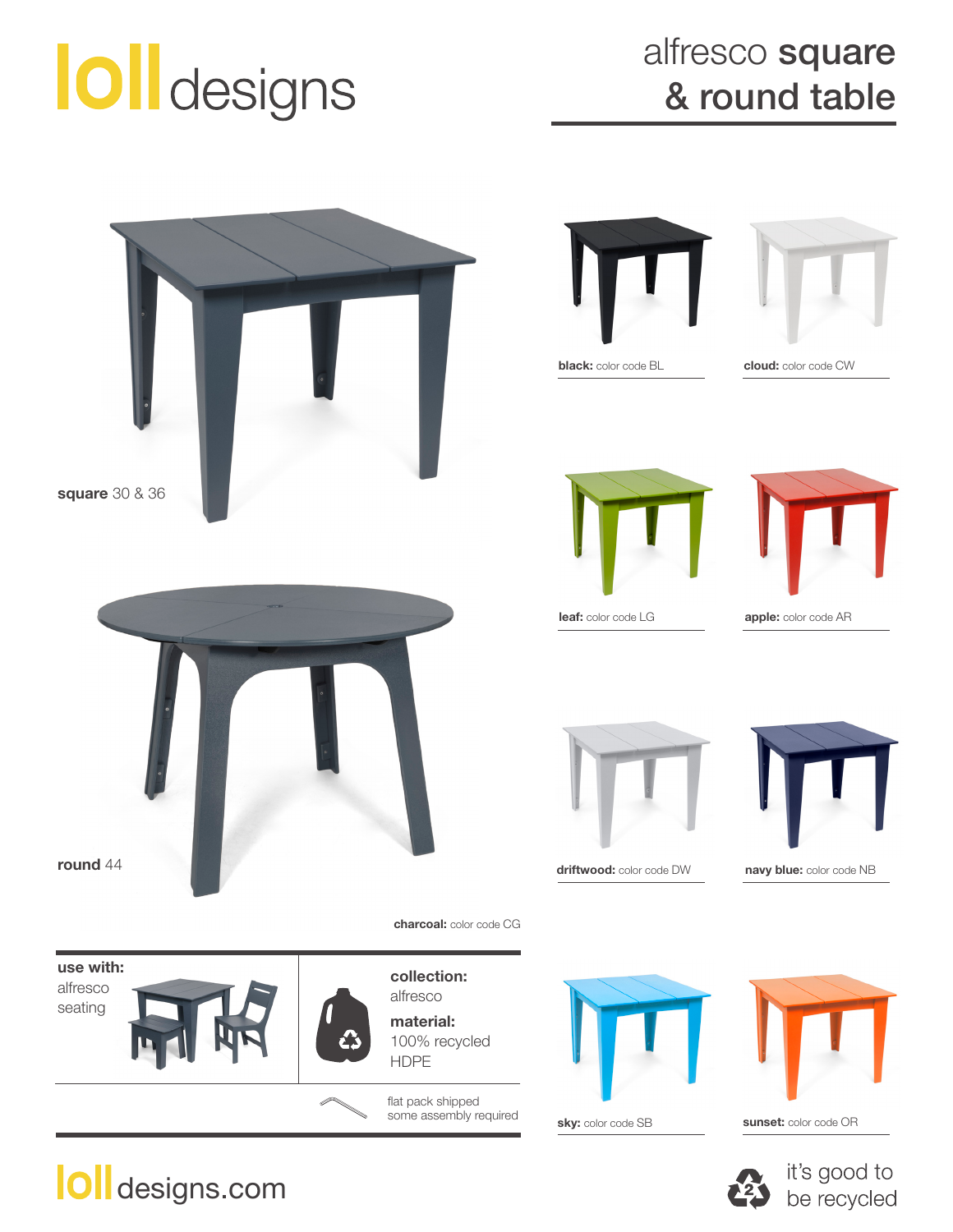# loll designs

## alfresco square & round table

**square** 30 & 36

**round** 44

**charcoal:** color code CG

**black:** color code BL

**cloud:** color code CW

**leaf:** color code LG

**apple:** color code AR

**driftwood:** color code DW

**navy blue:** color code NB

**sky:** color code SB

**sunset:** color code OR

**use with:**
alfresco seating

**collection:**
alfresco

**material:**
100% recycled HDPE

flat pack shipped
some assembly required

lolldesigns.com

it's good to be recycled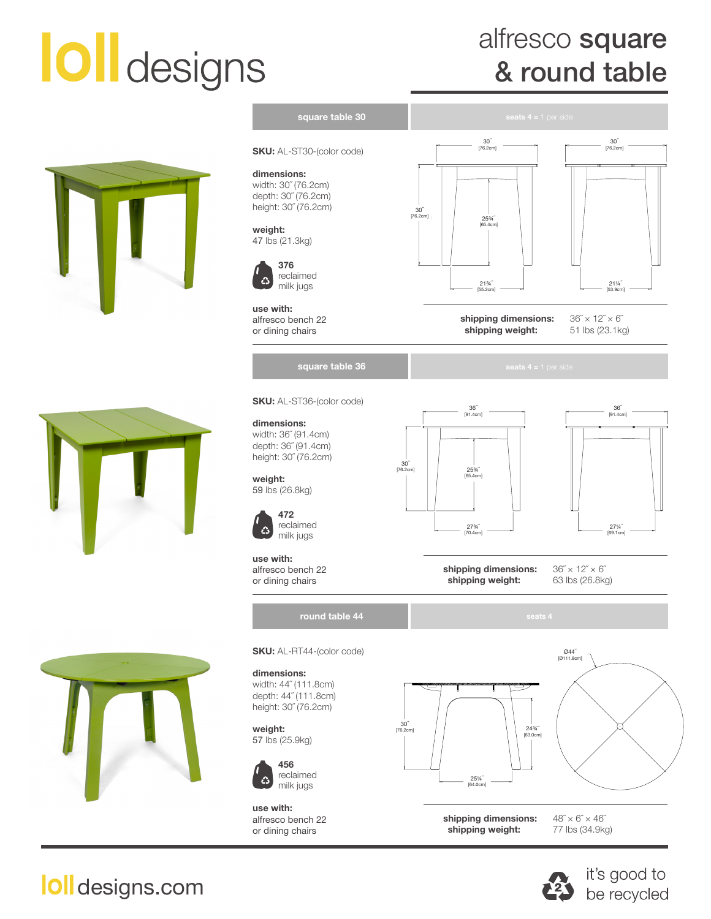# loll designs

# alfresco square & round table

## square table 30

**seats 4 = 1 per side**

**SKU:** AL-ST30-(color code)

**dimensions:**
width: 30˝ (76.2cm)
depth: 30˝ (76.2cm)
height: 30˝ (76.2cm)

**weight:**
47 lbs (21.3kg)

**376** reclaimed milk jugs

**use with:**
alfresco bench 22
or dining chairs

30˝ [76.2cm]
30˝ [76.2cm]
30˝ [76.2cm]
25¾˝ [65.4cm]
21¾˝ [55.2cm]
21¼˝ [53.9cm]

**shipping dimensions:** 36˝ × 12˝ × 6˝
**shipping weight:** 51 lbs (23.1kg)

## square table 36

**seats 4 = 1 per side**

**SKU:** AL-ST36-(color code)

**dimensions:**
width: 36˝ (91.4cm)
depth: 36˝ (91.4cm)
height: 30˝ (76.2cm)

**weight:**
59 lbs (26.8kg)

**472** reclaimed milk jugs

**use with:**
alfresco bench 22
or dining chairs

36˝ [91.4cm]
36˝ [91.4cm]
30˝ [76.2cm]
25¾˝ [65.4cm]
27¾˝ [70.4cm]
27¼˝ [69.1cm]

**shipping dimensions:** 36˝ × 12˝ × 6˝
**shipping weight:** 63 lbs (26.8kg)

## round table 44

**seats 4**

**SKU:** AL-RT44-(color code)

**dimensions:**
width: 44˝ (111.8cm)
depth: 44˝ (111.8cm)
height: 30˝ (76.2cm)

**weight:**
57 lbs (25.9kg)

**456** reclaimed milk jugs

**use with:**
alfresco bench 22
or dining chairs

Ø44˝ [Ø111.8cm]
30˝ [76.2cm]
24¾˝ [63.0cm]
25¼˝ [64.0cm]

**shipping dimensions:** 48˝ × 6˝ × 46˝
**shipping weight:** 77 lbs (34.9kg)

lolldesigns.com

it's good to be recycled